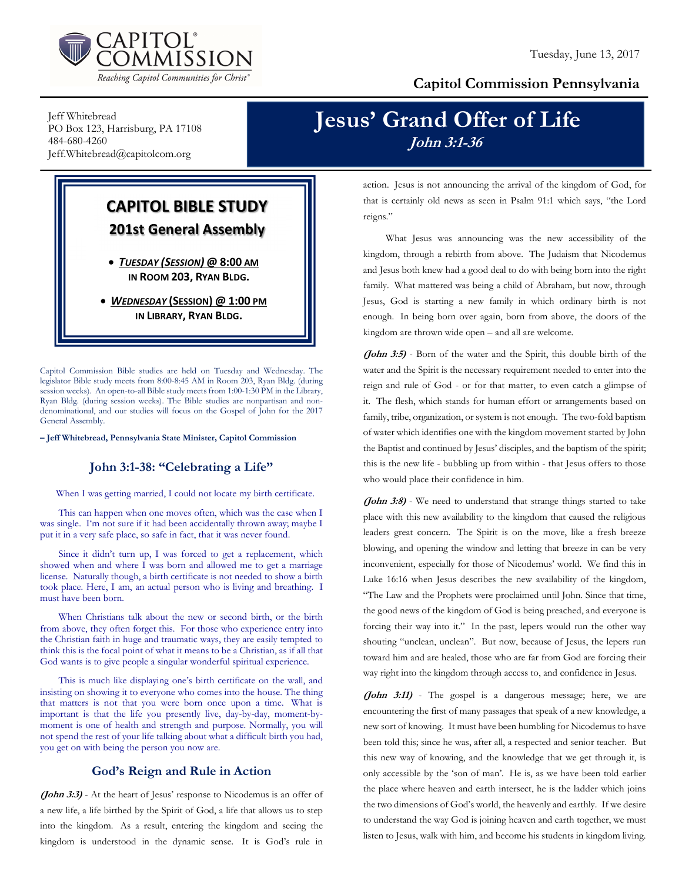**CAPITOL COMMISSION**
*Reaching Capitol Communities for Christ*

Tuesday, June 13, 2017

**Capitol Commission Pennsylvania**

Jeff Whitebread
PO Box 123, Harrisburg, PA 17108
484-680-4260
Jeff.Whitebread@capitolcom.org

# Jesus' Grand Offer of Life

***John 3:1-36***

## CAPITOL BIBLE STUDY

### 201st General Assembly

- ***TUESDAY (SESSION)* @ 8:00 AM IN ROOM 203, RYAN BLDG.**
- ***WEDNESDAY* (SESSION) @ 1:00 PM IN LIBRARY, RYAN BLDG.**

Capitol Commission Bible studies are held on Tuesday and Wednesday. The legislator Bible study meets from 8:00-8:45 AM in Room 203, Ryan Bldg. (during session weeks). An open-to-all Bible study meets from 1:00-1:30 PM in the Library, Ryan Bldg. (during session weeks). The Bible studies are nonpartisan and non-denominational, and our studies will focus on the Gospel of John for the 2017 General Assembly.

**– Jeff Whitebread, Pennsylvania State Minister, Capitol Commission**

## John 3:1-38: "Celebrating a Life"

When I was getting married, I could not locate my birth certificate.

This can happen when one moves often, which was the case when I was single. I'm not sure if it had been accidentally thrown away; maybe I put it in a very safe place, so safe in fact, that it was never found.

Since it didn't turn up, I was forced to get a replacement, which showed when and where I was born and allowed me to get a marriage license. Naturally though, a birth certificate is not needed to show a birth took place. Here, I am, an actual person who is living and breathing. I must have been born.

When Christians talk about the new or second birth, or the birth from above, they often forget this. For those who experience entry into the Christian faith in huge and traumatic ways, they are easily tempted to think this is the focal point of what it means to be a Christian, as if all that God wants is to give people a singular wonderful spiritual experience.

This is much like displaying one's birth certificate on the wall, and insisting on showing it to everyone who comes into the house. The thing that matters is not that you were born once upon a time. What is important is that the life you presently live, day-by-day, moment-by-moment is one of health and strength and purpose. Normally, you will not spend the rest of your life talking about what a difficult birth you had, you get on with being the person you now are.

## God's Reign and Rule in Action

***(John 3:3)*** - At the heart of Jesus' response to Nicodemus is an offer of a new life, a life birthed by the Spirit of God, a life that allows us to step into the kingdom. As a result, entering the kingdom and seeing the kingdom is understood in the dynamic sense. It is God's rule in action. Jesus is not announcing the arrival of the kingdom of God, for that is certainly old news as seen in Psalm 91:1 which says, "the Lord reigns."

What Jesus was announcing was the new accessibility of the kingdom, through a rebirth from above. The Judaism that Nicodemus and Jesus both knew had a good deal to do with being born into the right family. What mattered was being a child of Abraham, but now, through Jesus, God is starting a new family in which ordinary birth is not enough. In being born over again, born from above, the doors of the kingdom are thrown wide open – and all are welcome.

***(John 3:5)*** - Born of the water and the Spirit, this double birth of the water and the Spirit is the necessary requirement needed to enter into the reign and rule of God - or for that matter, to even catch a glimpse of it. The flesh, which stands for human effort or arrangements based on family, tribe, organization, or system is not enough. The two-fold baptism of water which identifies one with the kingdom movement started by John the Baptist and continued by Jesus' disciples, and the baptism of the spirit; this is the new life - bubbling up from within - that Jesus offers to those who would place their confidence in him.

***(John 3:8)*** - We need to understand that strange things started to take place with this new availability to the kingdom that caused the religious leaders great concern. The Spirit is on the move, like a fresh breeze blowing, and opening the window and letting that breeze in can be very inconvenient, especially for those of Nicodemus' world. We find this in Luke 16:16 when Jesus describes the new availability of the kingdom, "The Law and the Prophets were proclaimed until John. Since that time, the good news of the kingdom of God is being preached, and everyone is forcing their way into it." In the past, lepers would run the other way shouting "unclean, unclean". But now, because of Jesus, the lepers run toward him and are healed, those who are far from God are forcing their way right into the kingdom through access to, and confidence in Jesus.

***(John 3:11)*** - The gospel is a dangerous message; here, we are encountering the first of many passages that speak of a new knowledge, a new sort of knowing. It must have been humbling for Nicodemus to have been told this; since he was, after all, a respected and senior teacher. But this new way of knowing, and the knowledge that we get through it, is only accessible by the 'son of man'. He is, as we have been told earlier the place where heaven and earth intersect, he is the ladder which joins the two dimensions of God's world, the heavenly and earthly. If we desire to understand the way God is joining heaven and earth together, we must listen to Jesus, walk with him, and become his students in kingdom living.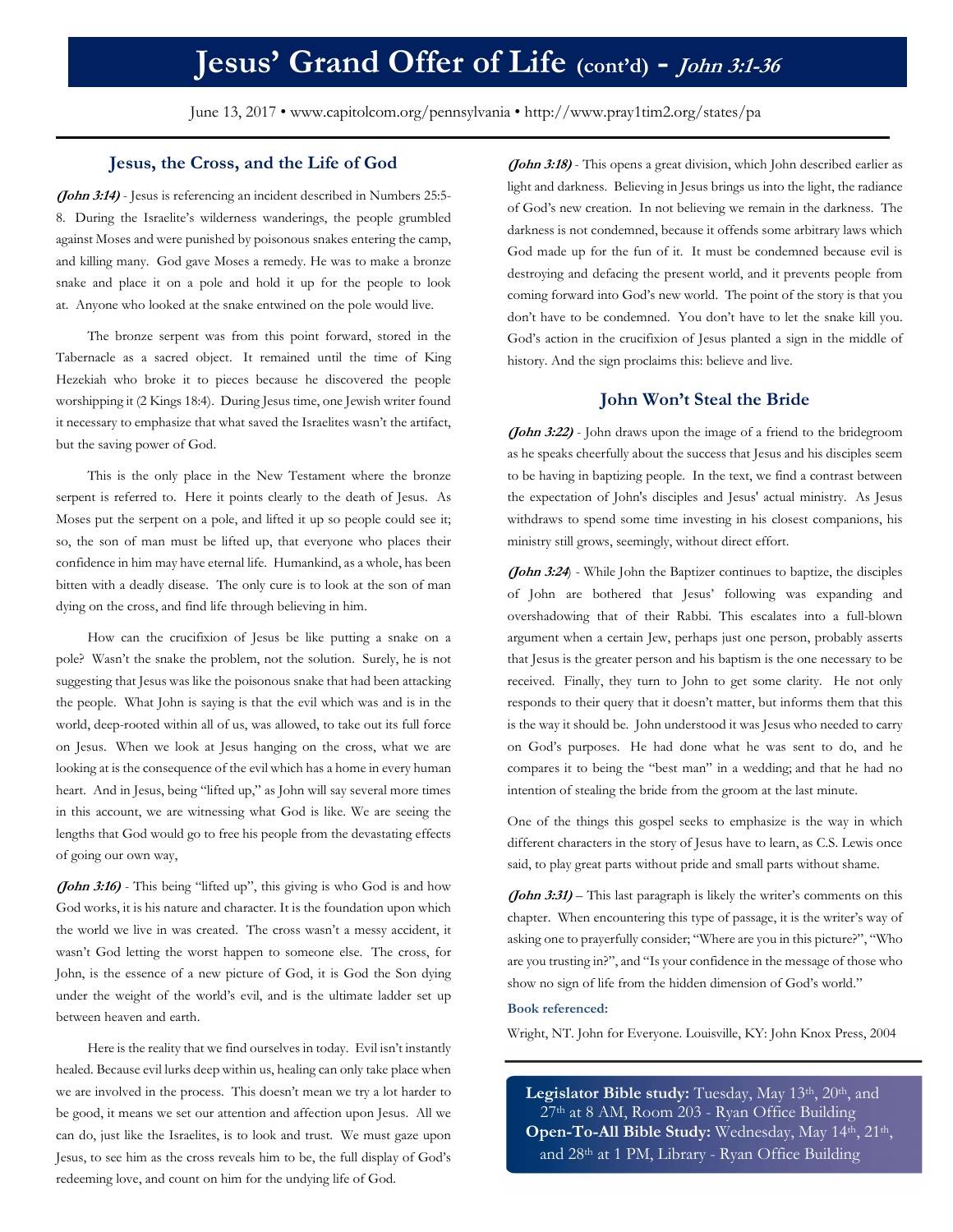# Jesus' Grand Offer of Life (cont'd) - *John 3:1-36*

June 13, 2017 • www.capitolcom.org/pennsylvania • http://www.pray1tim2.org/states/pa

## Jesus, the Cross, and the Life of God

***(John 3:14)*** - Jesus is referencing an incident described in Numbers 25:5-8. During the Israelite's wilderness wanderings, the people grumbled against Moses and were punished by poisonous snakes entering the camp, and killing many. God gave Moses a remedy. He was to make a bronze snake and place it on a pole and hold it up for the people to look at. Anyone who looked at the snake entwined on the pole would live.

The bronze serpent was from this point forward, stored in the Tabernacle as a sacred object. It remained until the time of King Hezekiah who broke it to pieces because he discovered the people worshipping it (2 Kings 18:4). During Jesus time, one Jewish writer found it necessary to emphasize that what saved the Israelites wasn't the artifact, but the saving power of God.

This is the only place in the New Testament where the bronze serpent is referred to. Here it points clearly to the death of Jesus. As Moses put the serpent on a pole, and lifted it up so people could see it; so, the son of man must be lifted up, that everyone who places their confidence in him may have eternal life. Humankind, as a whole, has been bitten with a deadly disease. The only cure is to look at the son of man dying on the cross, and find life through believing in him.

How can the crucifixion of Jesus be like putting a snake on a pole? Wasn't the snake the problem, not the solution. Surely, he is not suggesting that Jesus was like the poisonous snake that had been attacking the people. What John is saying is that the evil which was and is in the world, deep-rooted within all of us, was allowed, to take out its full force on Jesus. When we look at Jesus hanging on the cross, what we are looking at is the consequence of the evil which has a home in every human heart. And in Jesus, being "lifted up," as John will say several more times in this account, we are witnessing what God is like. We are seeing the lengths that God would go to free his people from the devastating effects of going our own way,

***(John 3:16)*** - This being "lifted up", this giving is who God is and how God works, it is his nature and character. It is the foundation upon which the world we live in was created. The cross wasn't a messy accident, it wasn't God letting the worst happen to someone else. The cross, for John, is the essence of a new picture of God, it is God the Son dying under the weight of the world's evil, and is the ultimate ladder set up between heaven and earth.

Here is the reality that we find ourselves in today. Evil isn't instantly healed. Because evil lurks deep within us, healing can only take place when we are involved in the process. This doesn't mean we try a lot harder to be good, it means we set our attention and affection upon Jesus. All we can do, just like the Israelites, is to look and trust. We must gaze upon Jesus, to see him as the cross reveals him to be, the full display of God's redeeming love, and count on him for the undying life of God.

***(John 3:18)*** - This opens a great division, which John described earlier as light and darkness. Believing in Jesus brings us into the light, the radiance of God's new creation. In not believing we remain in the darkness. The darkness is not condemned, because it offends some arbitrary laws which God made up for the fun of it. It must be condemned because evil is destroying and defacing the present world, and it prevents people from coming forward into God's new world. The point of the story is that you don't have to be condemned. You don't have to let the snake kill you. God's action in the crucifixion of Jesus planted a sign in the middle of history. And the sign proclaims this: believe and live.

## John Won't Steal the Bride

***(John 3:22)*** - John draws upon the image of a friend to the bridegroom as he speaks cheerfully about the success that Jesus and his disciples seem to be having in baptizing people. In the text, we find a contrast between the expectation of John's disciples and Jesus' actual ministry. As Jesus withdraws to spend some time investing in his closest companions, his ministry still grows, seemingly, without direct effort.

***(John 3:24)*** - While John the Baptizer continues to baptize, the disciples of John are bothered that Jesus' following was expanding and overshadowing that of their Rabbi. This escalates into a full-blown argument when a certain Jew, perhaps just one person, probably asserts that Jesus is the greater person and his baptism is the one necessary to be received. Finally, they turn to John to get some clarity. He not only responds to their query that it doesn't matter, but informs them that this is the way it should be. John understood it was Jesus who needed to carry on God's purposes. He had done what he was sent to do, and he compares it to being the "best man" in a wedding; and that he had no intention of stealing the bride from the groom at the last minute.

One of the things this gospel seeks to emphasize is the way in which different characters in the story of Jesus have to learn, as C.S. Lewis once said, to play great parts without pride and small parts without shame.

***(John 3:31)*** – This last paragraph is likely the writer's comments on this chapter. When encountering this type of passage, it is the writer's way of asking one to prayerfully consider; "Where are you in this picture?", "Who are you trusting in?", and "Is your confidence in the message of those who show no sign of life from the hidden dimension of God's world."

**Book referenced:**

Wright, NT. John for Everyone. Louisville, KY: John Knox Press, 2004

**Legislator Bible study:** Tuesday, May 13th, 20th, and 27th at 8 AM, Room 203 - Ryan Office Building
**Open-To-All Bible Study:** Wednesday, May 14th, 21th, and 28th at 1 PM, Library - Ryan Office Building